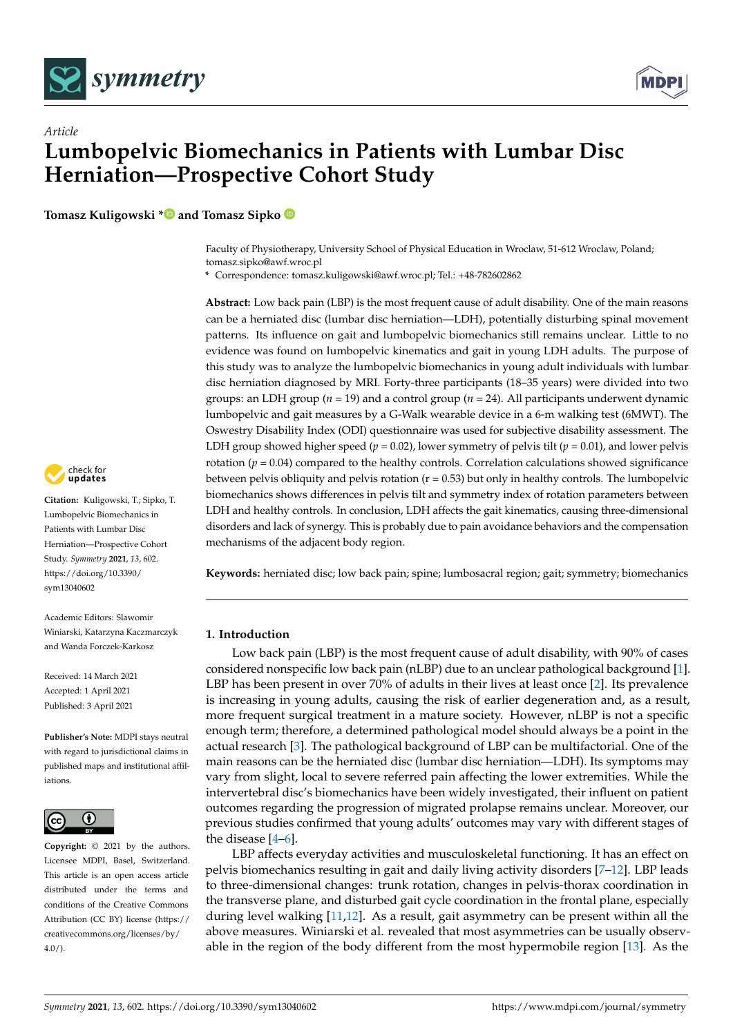Article

# Lumbopelvic Biomechanics in Patients with Lumbar Disc Herniation—Prospective Cohort Study

**Tomasz Kuligowski * and Tomasz Sipko**

Faculty of Physiotherapy, University School of Physical Education in Wroclaw, 51-612 Wroclaw, Poland; tomasz.sipko@awf.wroc.pl

\* Correspondence: tomasz.kuligowski@awf.wroc.pl; Tel.: +48-782602862

**Abstract:** Low back pain (LBP) is the most frequent cause of adult disability. One of the main reasons can be a herniated disc (lumbar disc herniation—LDH), potentially disturbing spinal movement patterns. Its influence on gait and lumbopelvic biomechanics still remains unclear. Little to no evidence was found on lumbopelvic kinematics and gait in young LDH adults. The purpose of this study was to analyze the lumbopelvic biomechanics in young adult individuals with lumbar disc herniation diagnosed by MRI. Forty-three participants (18–35 years) were divided into two groups: an LDH group ($n = 19$) and a control group ($n = 24$). All participants underwent dynamic lumbopelvic and gait measures by a G-Walk wearable device in a 6-m walking test (6MWT). The Oswestry Disability Index (ODI) questionnaire was used for subjective disability assessment. The LDH group showed higher speed ($p = 0.02$), lower symmetry of pelvis tilt ($p = 0.01$), and lower pelvis rotation ($p = 0.04$) compared to the healthy controls. Correlation calculations showed significance between pelvis obliquity and pelvis rotation ($r = 0.53$) but only in healthy controls. The lumbopelvic biomechanics shows differences in pelvis tilt and symmetry index of rotation parameters between LDH and healthy controls. In conclusion, LDH affects the gait kinematics, causing three-dimensional disorders and lack of synergy. This is probably due to pain avoidance behaviors and the compensation mechanisms of the adjacent body region.

**Keywords:** herniated disc; low back pain; spine; lumbosacral region; gait; symmetry; biomechanics

**Citation:** Kuligowski, T.; Sipko, T. Lumbopelvic Biomechanics in Patients with Lumbar Disc Herniation—Prospective Cohort Study. *Symmetry* **2021**, *13*, 602. https://doi.org/10.3390/sym13040602

Academic Editors: Slawomir Winiarski, Katarzyna Kaczmarczyk and Wanda Forczek-Karkosz

Received: 14 March 2021
Accepted: 1 April 2021
Published: 3 April 2021

**Publisher's Note:** MDPI stays neutral with regard to jurisdictional claims in published maps and institutional affiliations.

**Copyright:** © 2021 by the authors. Licensee MDPI, Basel, Switzerland. This article is an open access article distributed under the terms and conditions of the Creative Commons Attribution (CC BY) license (https://creativecommons.org/licenses/by/4.0/).

## 1. Introduction

Low back pain (LBP) is the most frequent cause of adult disability, with 90% of cases considered nonspecific low back pain (nLBP) due to an unclear pathological background [1]. LBP has been present in over 70% of adults in their lives at least once [2]. Its prevalence is increasing in young adults, causing the risk of earlier degeneration and, as a result, more frequent surgical treatment in a mature society. However, nLBP is not a specific enough term; therefore, a determined pathological model should always be a point in the actual research [3]. The pathological background of LBP can be multifactorial. One of the main reasons can be the herniated disc (lumbar disc herniation—LDH). Its symptoms may vary from slight, local to severe referred pain affecting the lower extremities. While the intervertebral disc's biomechanics have been widely investigated, their influent on patient outcomes regarding the progression of migrated prolapse remains unclear. Moreover, our previous studies confirmed that young adults' outcomes may vary with different stages of the disease [4–6].

LBP affects everyday activities and musculoskeletal functioning. It has an effect on pelvis biomechanics resulting in gait and daily living activity disorders [7–12]. LBP leads to three-dimensional changes: trunk rotation, changes in pelvis-thorax coordination in the transverse plane, and disturbed gait cycle coordination in the frontal plane, especially during level walking [11,12]. As a result, gait asymmetry can be present within all the above measures. Winiarski et al. revealed that most asymmetries can be usually observable in the region of the body different from the most hypermobile region [13]. As the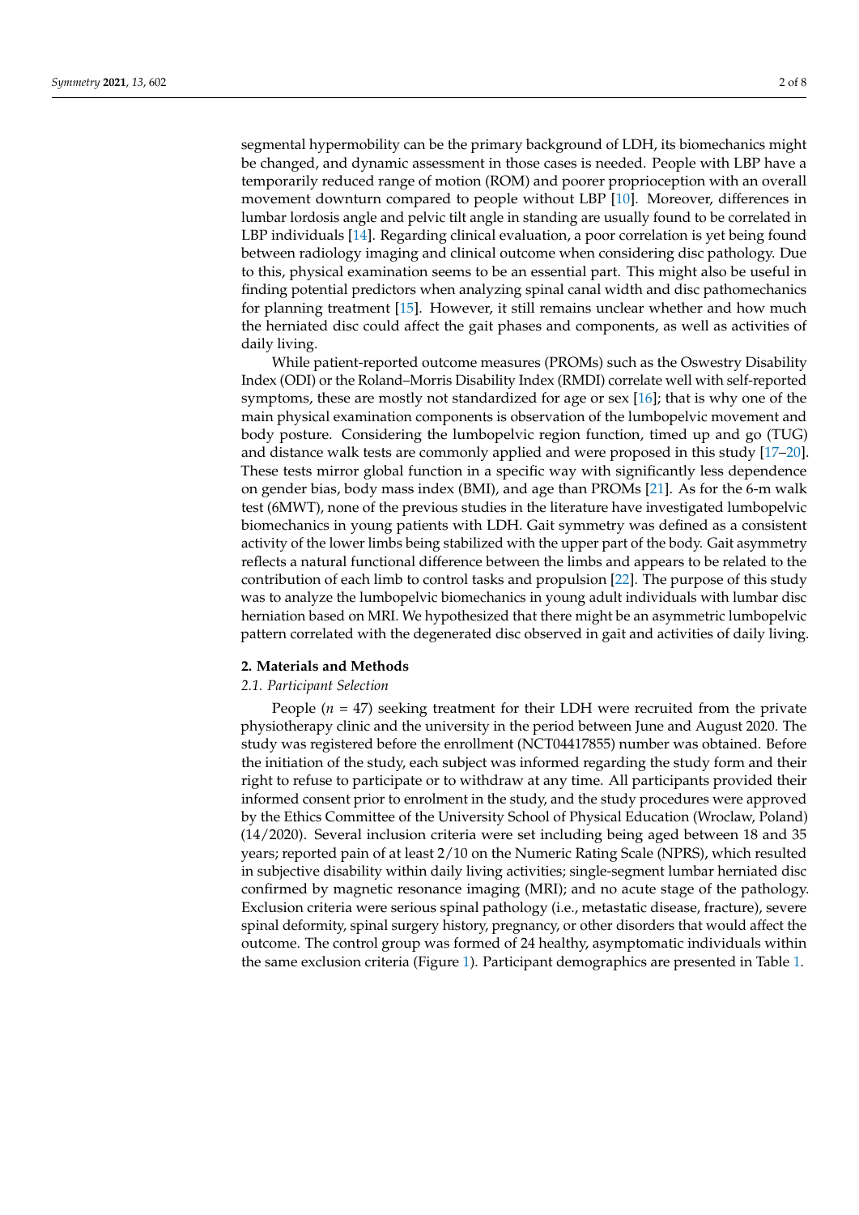segmental hypermobility can be the primary background of LDH, its biomechanics might be changed, and dynamic assessment in those cases is needed. People with LBP have a temporarily reduced range of motion (ROM) and poorer proprioception with an overall movement downturn compared to people without LBP [10]. Moreover, differences in lumbar lordosis angle and pelvic tilt angle in standing are usually found to be correlated in LBP individuals [14]. Regarding clinical evaluation, a poor correlation is yet being found between radiology imaging and clinical outcome when considering disc pathology. Due to this, physical examination seems to be an essential part. This might also be useful in finding potential predictors when analyzing spinal canal width and disc pathomechanics for planning treatment [15]. However, it still remains unclear whether and how much the herniated disc could affect the gait phases and components, as well as activities of daily living.

While patient-reported outcome measures (PROMs) such as the Oswestry Disability Index (ODI) or the Roland–Morris Disability Index (RMDI) correlate well with self-reported symptoms, these are mostly not standardized for age or sex [16]; that is why one of the main physical examination components is observation of the lumbopelvic movement and body posture. Considering the lumbopelvic region function, timed up and go (TUG) and distance walk tests are commonly applied and were proposed in this study [17–20]. These tests mirror global function in a specific way with significantly less dependence on gender bias, body mass index (BMI), and age than PROMs [21]. As for the 6-m walk test (6MWT), none of the previous studies in the literature have investigated lumbopelvic biomechanics in young patients with LDH. Gait symmetry was defined as a consistent activity of the lower limbs being stabilized with the upper part of the body. Gait asymmetry reflects a natural functional difference between the limbs and appears to be related to the contribution of each limb to control tasks and propulsion [22]. The purpose of this study was to analyze the lumbopelvic biomechanics in young adult individuals with lumbar disc herniation based on MRI. We hypothesized that there might be an asymmetric lumbopelvic pattern correlated with the degenerated disc observed in gait and activities of daily living.

## 2. Materials and Methods

### *2.1. Participant Selection*

People ($n$ = 47) seeking treatment for their LDH were recruited from the private physiotherapy clinic and the university in the period between June and August 2020. The study was registered before the enrollment (NCT04417855) number was obtained. Before the initiation of the study, each subject was informed regarding the study form and their right to refuse to participate or to withdraw at any time. All participants provided their informed consent prior to enrolment in the study, and the study procedures were approved by the Ethics Committee of the University School of Physical Education (Wroclaw, Poland) (14/2020). Several inclusion criteria were set including being aged between 18 and 35 years; reported pain of at least 2/10 on the Numeric Rating Scale (NPRS), which resulted in subjective disability within daily living activities; single-segment lumbar herniated disc confirmed by magnetic resonance imaging (MRI); and no acute stage of the pathology. Exclusion criteria were serious spinal pathology (i.e., metastatic disease, fracture), severe spinal deformity, spinal surgery history, pregnancy, or other disorders that would affect the outcome. The control group was formed of 24 healthy, asymptomatic individuals within the same exclusion criteria (Figure 1). Participant demographics are presented in Table 1.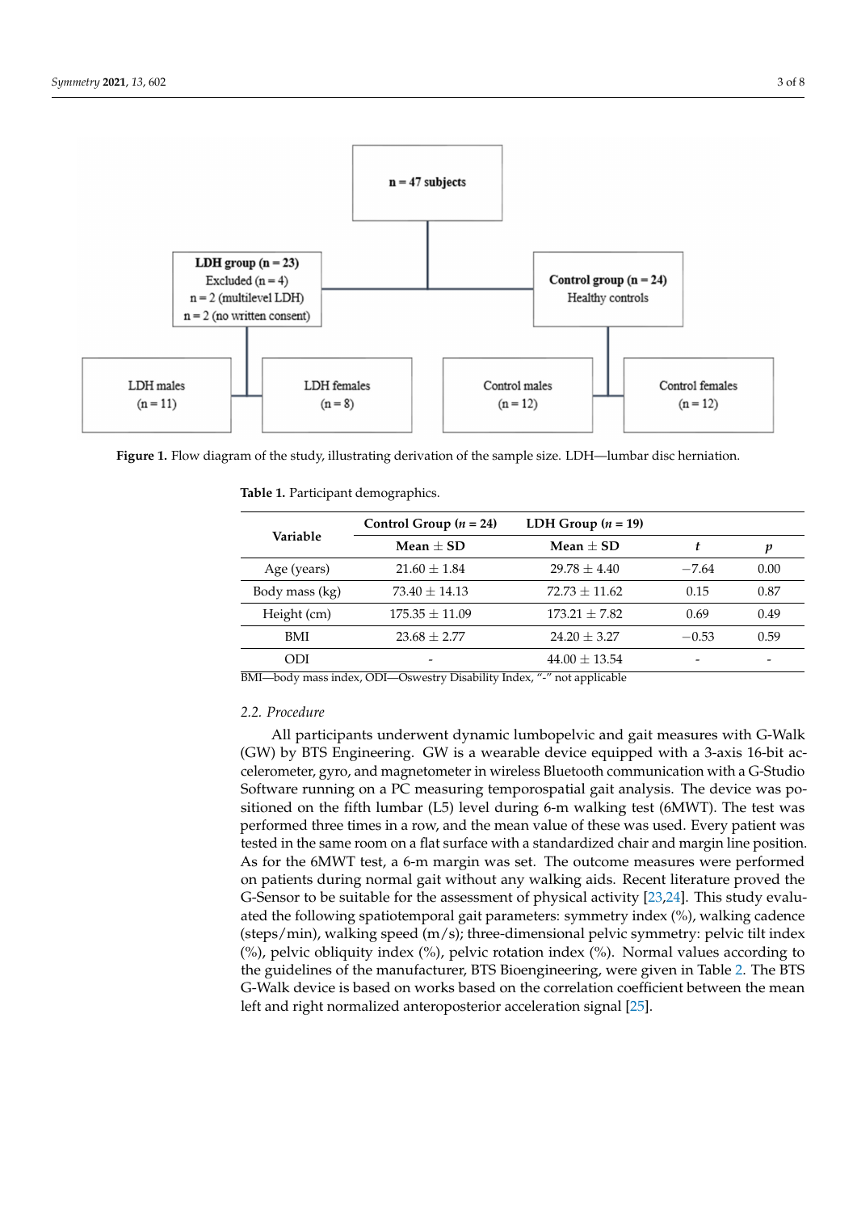n = 47 subjects

LDH group (n = 23)
Excluded (n = 4)
n = 2 (multilevel LDH)
n = 2 (no written consent)

Control group (n = 24)
Healthy controls

LDH males (n = 11)

LDH females (n = 8)

Control males (n = 12)

Control females (n = 12)

**Figure 1.** Flow diagram of the study, illustrating derivation of the sample size. LDH—lumbar disc herniation.

**Table 1.** Participant demographics.

| Variable | Control Group (*n* = 24) | LDH Group (*n* = 19) | | |
|---|---|---|---|---|
| | **Mean ± SD** | **Mean ± SD** | ***t*** | ***p*** |
| Age (years) | 21.60 ± 1.84 | 29.78 ± 4.40 | −7.64 | 0.00 |
| Body mass (kg) | 73.40 ± 14.13 | 72.73 ± 11.62 | 0.15 | 0.87 |
| Height (cm) | 175.35 ± 11.09 | 173.21 ± 7.82 | 0.69 | 0.49 |
| BMI | 23.68 ± 2.77 | 24.20 ± 3.27 | −0.53 | 0.59 |
| ODI | - | 44.00 ± 13.54 | - | - |

BMI—body mass index, ODI—Oswestry Disability Index, "-" not applicable

### *2.2. Procedure*

All participants underwent dynamic lumbopelvic and gait measures with G-Walk (GW) by BTS Engineering. GW is a wearable device equipped with a 3-axis 16-bit accelerometer, gyro, and magnetometer in wireless Bluetooth communication with a G-Studio Software running on a PC measuring temporospatial gait analysis. The device was positioned on the fifth lumbar (L5) level during 6-m walking test (6MWT). The test was performed three times in a row, and the mean value of these was used. Every patient was tested in the same room on a flat surface with a standardized chair and margin line position. As for the 6MWT test, a 6-m margin was set. The outcome measures were performed on patients during normal gait without any walking aids. Recent literature proved the G-Sensor to be suitable for the assessment of physical activity [23,24]. This study evaluated the following spatiotemporal gait parameters: symmetry index (%), walking cadence (steps/min), walking speed (m/s); three-dimensional pelvic symmetry: pelvic tilt index (%), pelvic obliquity index (%), pelvic rotation index (%). Normal values according to the guidelines of the manufacturer, BTS Bioengineering, were given in Table 2. The BTS G-Walk device is based on works based on the correlation coefficient between the mean left and right normalized anteroposterior acceleration signal [25].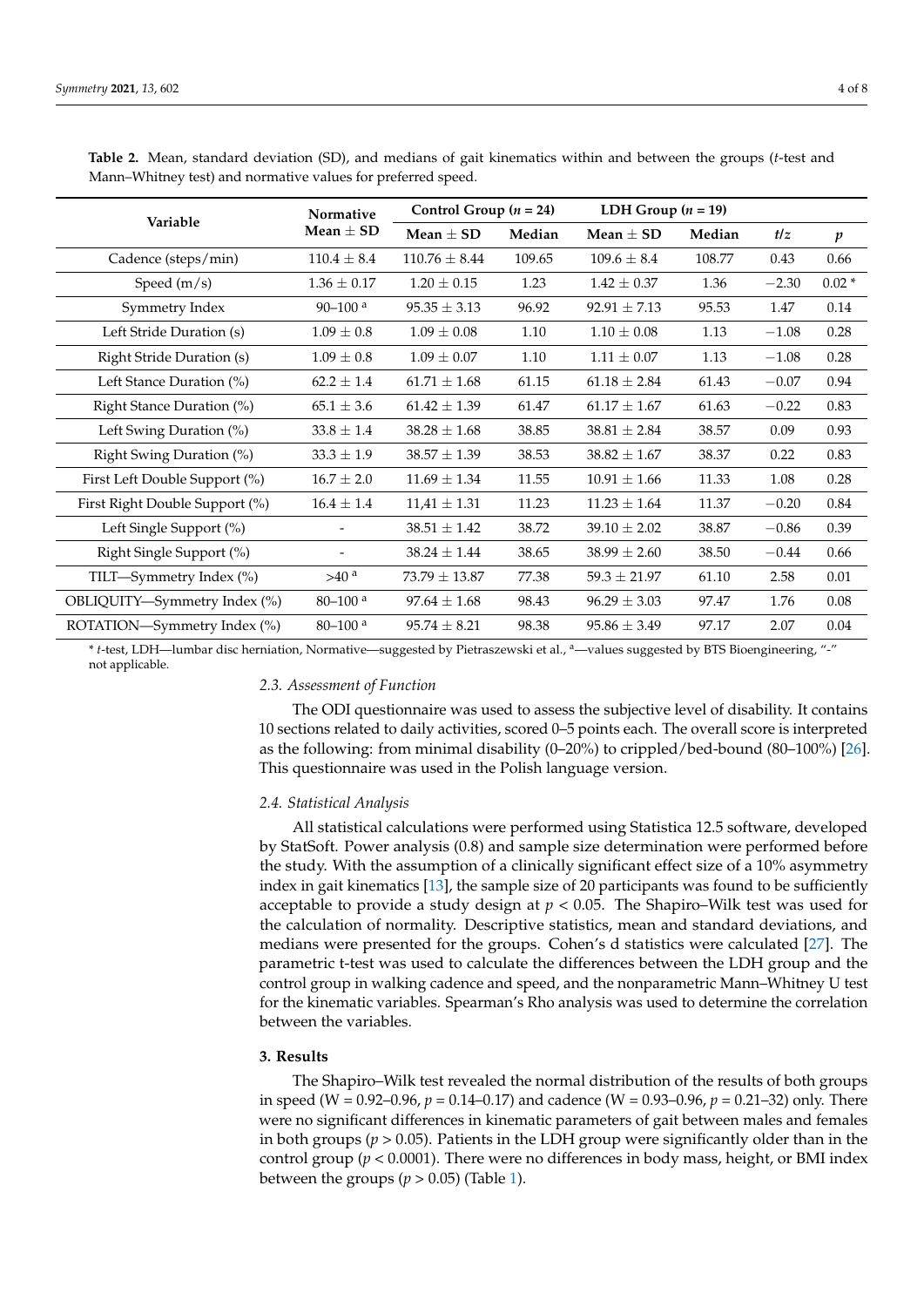**Table 2.** Mean, standard deviation (SD), and medians of gait kinematics within and between the groups (*t*-test and Mann–Whitney test) and normative values for preferred speed.

| Variable | Normative Mean ± SD | Control Group ($n$ = 24) | | LDH Group ($n$ = 19) | | $t/z$ | $p$ |
|---|---|---|---|---|---|---|---|
| | | Mean ± SD | Median | Mean ± SD | Median | | |
| Cadence (steps/min) | 110.4 ± 8.4 | 110.76 ± 8.44 | 109.65 | 109.6 ± 8.4 | 108.77 | 0.43 | 0.66 |
| Speed (m/s) | 1.36 ± 0.17 | 1.20 ± 0.15 | 1.23 | 1.42 ± 0.37 | 1.36 | −2.30 | 0.02 * |
| Symmetry Index | 90–100 [a] | 95.35 ± 3.13 | 96.92 | 92.91 ± 7.13 | 95.53 | 1.47 | 0.14 |
| Left Stride Duration (s) | 1.09 ± 0.8 | 1.09 ± 0.08 | 1.10 | 1.10 ± 0.08 | 1.13 | −1.08 | 0.28 |
| Right Stride Duration (s) | 1.09 ± 0.8 | 1.09 ± 0.07 | 1.10 | 1.11 ± 0.07 | 1.13 | −1.08 | 0.28 |
| Left Stance Duration (%) | 62.2 ± 1.4 | 61.71 ± 1.68 | 61.15 | 61.18 ± 2.84 | 61.43 | −0.07 | 0.94 |
| Right Stance Duration (%) | 65.1 ± 3.6 | 61.42 ± 1.39 | 61.47 | 61.17 ± 1.67 | 61.63 | −0.22 | 0.83 |
| Left Swing Duration (%) | 33.8 ± 1.4 | 38.28 ± 1.68 | 38.85 | 38.81 ± 2.84 | 38.57 | 0.09 | 0.93 |
| Right Swing Duration (%) | 33.3 ± 1.9 | 38.57 ± 1.39 | 38.53 | 38.82 ± 1.67 | 38.37 | 0.22 | 0.83 |
| First Left Double Support (%) | 16.7 ± 2.0 | 11.69 ± 1.34 | 11.55 | 10.91 ± 1.66 | 11.33 | 1.08 | 0.28 |
| First Right Double Support (%) | 16.4 ± 1.4 | 11,41 ± 1.31 | 11.23 | 11.23 ± 1.64 | 11.37 | −0.20 | 0.84 |
| Left Single Support (%) | - | 38.51 ± 1.42 | 38.72 | 39.10 ± 2.02 | 38.87 | −0.86 | 0.39 |
| Right Single Support (%) | - | 38.24 ± 1.44 | 38.65 | 38.99 ± 2.60 | 38.50 | −0.44 | 0.66 |
| TILT—Symmetry Index (%) | >40 [a] | 73.79 ± 13.87 | 77.38 | 59.3 ± 21.97 | 61.10 | 2.58 | 0.01 |
| OBLIQUITY—Symmetry Index (%) | 80–100 [a] | 97.64 ± 1.68 | 98.43 | 96.29 ± 3.03 | 97.47 | 1.76 | 0.08 |
| ROTATION—Symmetry Index (%) | 80–100 [a] | 95.74 ± 8.21 | 98.38 | 95.86 ± 3.49 | 97.17 | 2.07 | 0.04 |

\* *t*-test, LDH—lumbar disc herniation, Normative—suggested by Pietraszewski et al., [a]—values suggested by BTS Bioengineering, "-" not applicable.

### 2.3. Assessment of Function

The ODI questionnaire was used to assess the subjective level of disability. It contains 10 sections related to daily activities, scored 0–5 points each. The overall score is interpreted as the following: from minimal disability (0–20%) to crippled/bed-bound (80–100%) [26]. This questionnaire was used in the Polish language version.

### 2.4. Statistical Analysis

All statistical calculations were performed using Statistica 12.5 software, developed by StatSoft. Power analysis (0.8) and sample size determination were performed before the study. With the assumption of a clinically significant effect size of a 10% asymmetry index in gait kinematics [13], the sample size of 20 participants was found to be sufficiently acceptable to provide a study design at $p < 0.05$. The Shapiro–Wilk test was used for the calculation of normality. Descriptive statistics, mean and standard deviations, and medians were presented for the groups. Cohen's d statistics were calculated [27]. The parametric t-test was used to calculate the differences between the LDH group and the control group in walking cadence and speed, and the nonparametric Mann–Whitney U test for the kinematic variables. Spearman's Rho analysis was used to determine the correlation between the variables.

## 3. Results

The Shapiro–Wilk test revealed the normal distribution of the results of both groups in speed (W = 0.92–0.96, $p$ = 0.14–0.17) and cadence (W = 0.93–0.96, $p$ = 0.21–32) only. There were no significant differences in kinematic parameters of gait between males and females in both groups ($p > 0.05$). Patients in the LDH group were significantly older than in the control group ($p < 0.0001$). There were no differences in body mass, height, or BMI index between the groups ($p > 0.05$) (Table 1).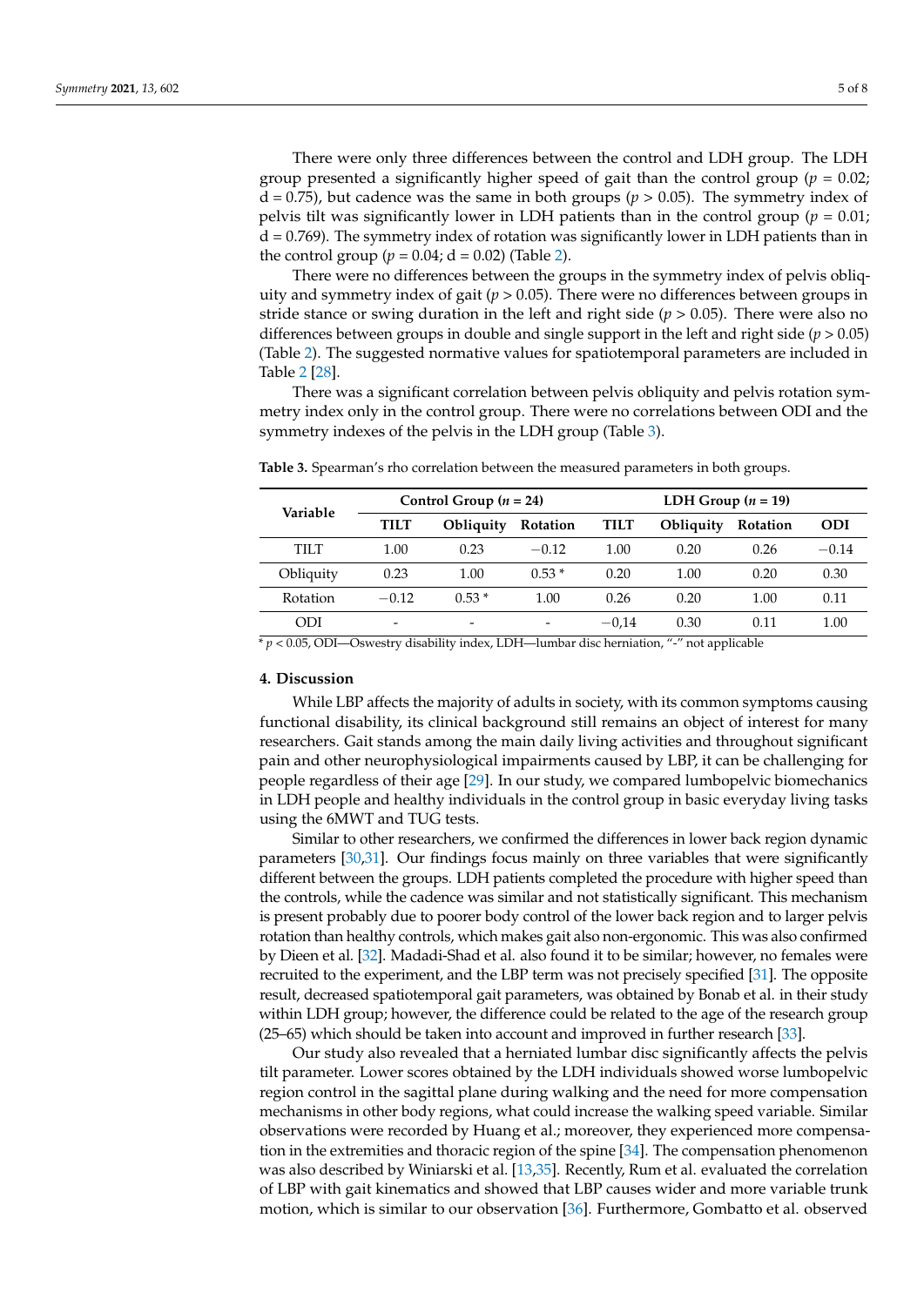There were only three differences between the control and LDH group. The LDH group presented a significantly higher speed of gait than the control group ($p = 0.02$; d = 0.75), but cadence was the same in both groups ($p > 0.05$). The symmetry index of pelvis tilt was significantly lower in LDH patients than in the control group ($p = 0.01$; d = 0.769). The symmetry index of rotation was significantly lower in LDH patients than in the control group ($p = 0.04$; d = 0.02) (Table 2).

There were no differences between the groups in the symmetry index of pelvis obliquity and symmetry index of gait ($p > 0.05$). There were no differences between groups in stride stance or swing duration in the left and right side ($p > 0.05$). There were also no differences between groups in double and single support in the left and right side ($p > 0.05$) (Table 2). The suggested normative values for spatiotemporal parameters are included in Table 2 [28].

There was a significant correlation between pelvis obliquity and pelvis rotation symmetry index only in the control group. There were no correlations between ODI and the symmetry indexes of the pelvis in the LDH group (Table 3).

**Table 3.** Spearman's rho correlation between the measured parameters in both groups.

| Variable | Control Group ($n$ = 24) | | | LDH Group ($n$ = 19) | | | |
|---|---|---|---|---|---|---|---|
| | TILT | Obliquity | Rotation | TILT | Obliquity | Rotation | ODI |
| TILT | 1.00 | 0.23 | −0.12 | 1.00 | 0.20 | 0.26 | −0.14 |
| Obliquity | 0.23 | 1.00 | 0.53 * | 0.20 | 1.00 | 0.20 | 0.30 |
| Rotation | −0.12 | 0.53 * | 1.00 | 0.26 | 0.20 | 1.00 | 0.11 |
| ODI | - | - | - | −0,14 | 0.30 | 0.11 | 1.00 |

* $p < 0.05$, ODI—Oswestry disability index, LDH—lumbar disc herniation, "-" not applicable

## 4. Discussion

While LBP affects the majority of adults in society, with its common symptoms causing functional disability, its clinical background still remains an object of interest for many researchers. Gait stands among the main daily living activities and throughout significant pain and other neurophysiological impairments caused by LBP, it can be challenging for people regardless of their age [29]. In our study, we compared lumbopelvic biomechanics in LDH people and healthy individuals in the control group in basic everyday living tasks using the 6MWT and TUG tests.

Similar to other researchers, we confirmed the differences in lower back region dynamic parameters [30,31]. Our findings focus mainly on three variables that were significantly different between the groups. LDH patients completed the procedure with higher speed than the controls, while the cadence was similar and not statistically significant. This mechanism is present probably due to poorer body control of the lower back region and to larger pelvis rotation than healthy controls, which makes gait also non-ergonomic. This was also confirmed by Dieen et al. [32]. Madadi-Shad et al. also found it to be similar; however, no females were recruited to the experiment, and the LBP term was not precisely specified [31]. The opposite result, decreased spatiotemporal gait parameters, was obtained by Bonab et al. in their study within LDH group; however, the difference could be related to the age of the research group (25–65) which should be taken into account and improved in further research [33].

Our study also revealed that a herniated lumbar disc significantly affects the pelvis tilt parameter. Lower scores obtained by the LDH individuals showed worse lumbopelvic region control in the sagittal plane during walking and the need for more compensation mechanisms in other body regions, what could increase the walking speed variable. Similar observations were recorded by Huang et al.; moreover, they experienced more compensation in the extremities and thoracic region of the spine [34]. The compensation phenomenon was also described by Winiarski et al. [13,35]. Recently, Rum et al. evaluated the correlation of LBP with gait kinematics and showed that LBP causes wider and more variable trunk motion, which is similar to our observation [36]. Furthermore, Gombatto et al. observed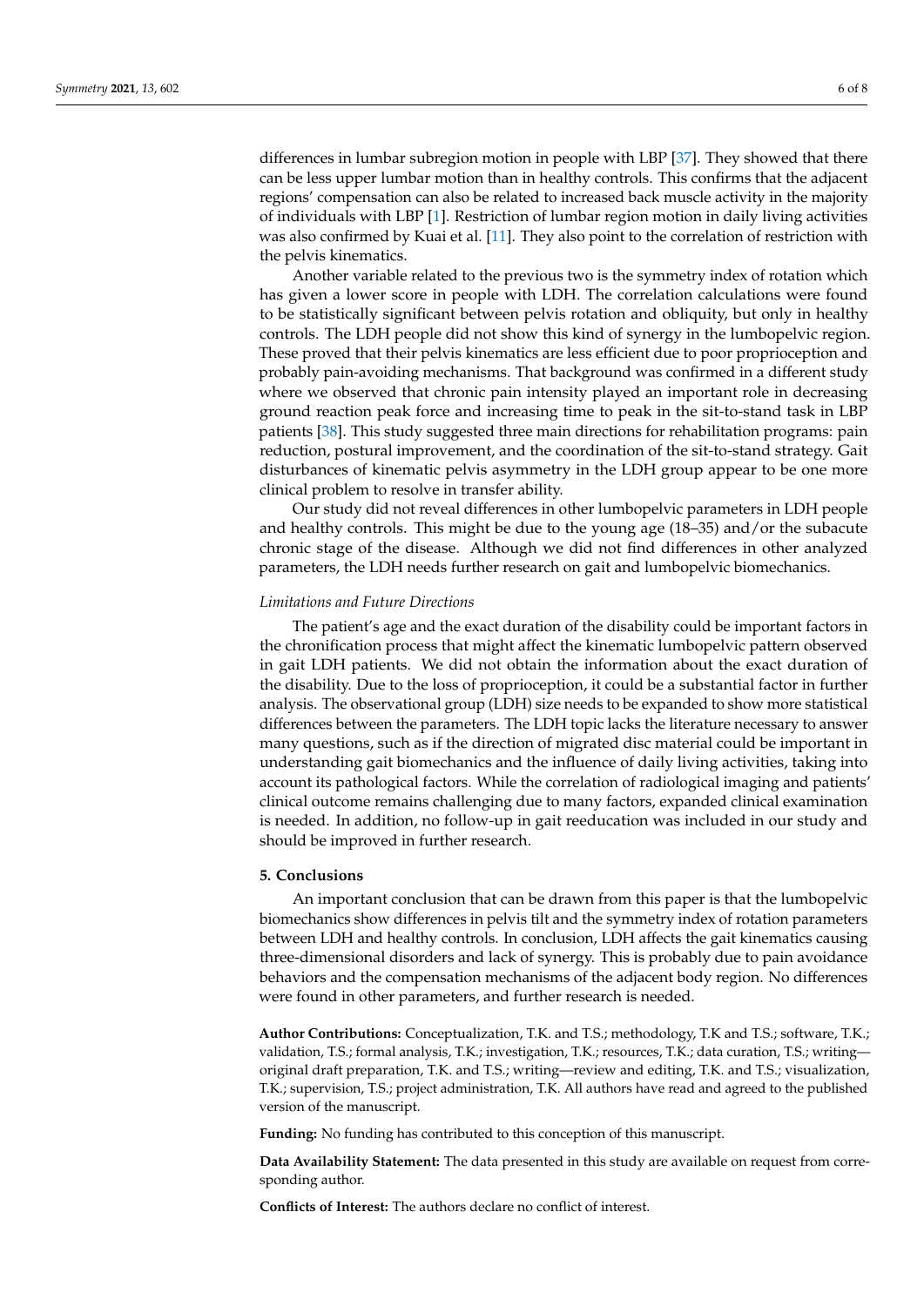differences in lumbar subregion motion in people with LBP [37]. They showed that there can be less upper lumbar motion than in healthy controls. This confirms that the adjacent regions' compensation can also be related to increased back muscle activity in the majority of individuals with LBP [1]. Restriction of lumbar region motion in daily living activities was also confirmed by Kuai et al. [11]. They also point to the correlation of restriction with the pelvis kinematics.

Another variable related to the previous two is the symmetry index of rotation which has given a lower score in people with LDH. The correlation calculations were found to be statistically significant between pelvis rotation and obliquity, but only in healthy controls. The LDH people did not show this kind of synergy in the lumbopelvic region. These proved that their pelvis kinematics are less efficient due to poor proprioception and probably pain-avoiding mechanisms. That background was confirmed in a different study where we observed that chronic pain intensity played an important role in decreasing ground reaction peak force and increasing time to peak in the sit-to-stand task in LBP patients [38]. This study suggested three main directions for rehabilitation programs: pain reduction, postural improvement, and the coordination of the sit-to-stand strategy. Gait disturbances of kinematic pelvis asymmetry in the LDH group appear to be one more clinical problem to resolve in transfer ability.

Our study did not reveal differences in other lumbopelvic parameters in LDH people and healthy controls. This might be due to the young age (18–35) and/or the subacute chronic stage of the disease. Although we did not find differences in other analyzed parameters, the LDH needs further research on gait and lumbopelvic biomechanics.

*Limitations and Future Directions*

The patient's age and the exact duration of the disability could be important factors in the chronification process that might affect the kinematic lumbopelvic pattern observed in gait LDH patients. We did not obtain the information about the exact duration of the disability. Due to the loss of proprioception, it could be a substantial factor in further analysis. The observational group (LDH) size needs to be expanded to show more statistical differences between the parameters. The LDH topic lacks the literature necessary to answer many questions, such as if the direction of migrated disc material could be important in understanding gait biomechanics and the influence of daily living activities, taking into account its pathological factors. While the correlation of radiological imaging and patients' clinical outcome remains challenging due to many factors, expanded clinical examination is needed. In addition, no follow-up in gait reeducation was included in our study and should be improved in further research.

## 5. Conclusions

An important conclusion that can be drawn from this paper is that the lumbopelvic biomechanics show differences in pelvis tilt and the symmetry index of rotation parameters between LDH and healthy controls. In conclusion, LDH affects the gait kinematics causing three-dimensional disorders and lack of synergy. This is probably due to pain avoidance behaviors and the compensation mechanisms of the adjacent body region. No differences were found in other parameters, and further research is needed.

**Author Contributions:** Conceptualization, T.K. and T.S.; methodology, T.K and T.S.; software, T.K.; validation, T.S.; formal analysis, T.K.; investigation, T.K.; resources, T.K.; data curation, T.S.; writing—original draft preparation, T.K. and T.S.; writing—review and editing, T.K. and T.S.; visualization, T.K.; supervision, T.S.; project administration, T.K. All authors have read and agreed to the published version of the manuscript.

**Funding:** No funding has contributed to this conception of this manuscript.

**Data Availability Statement:** The data presented in this study are available on request from corresponding author.

**Conflicts of Interest:** The authors declare no conflict of interest.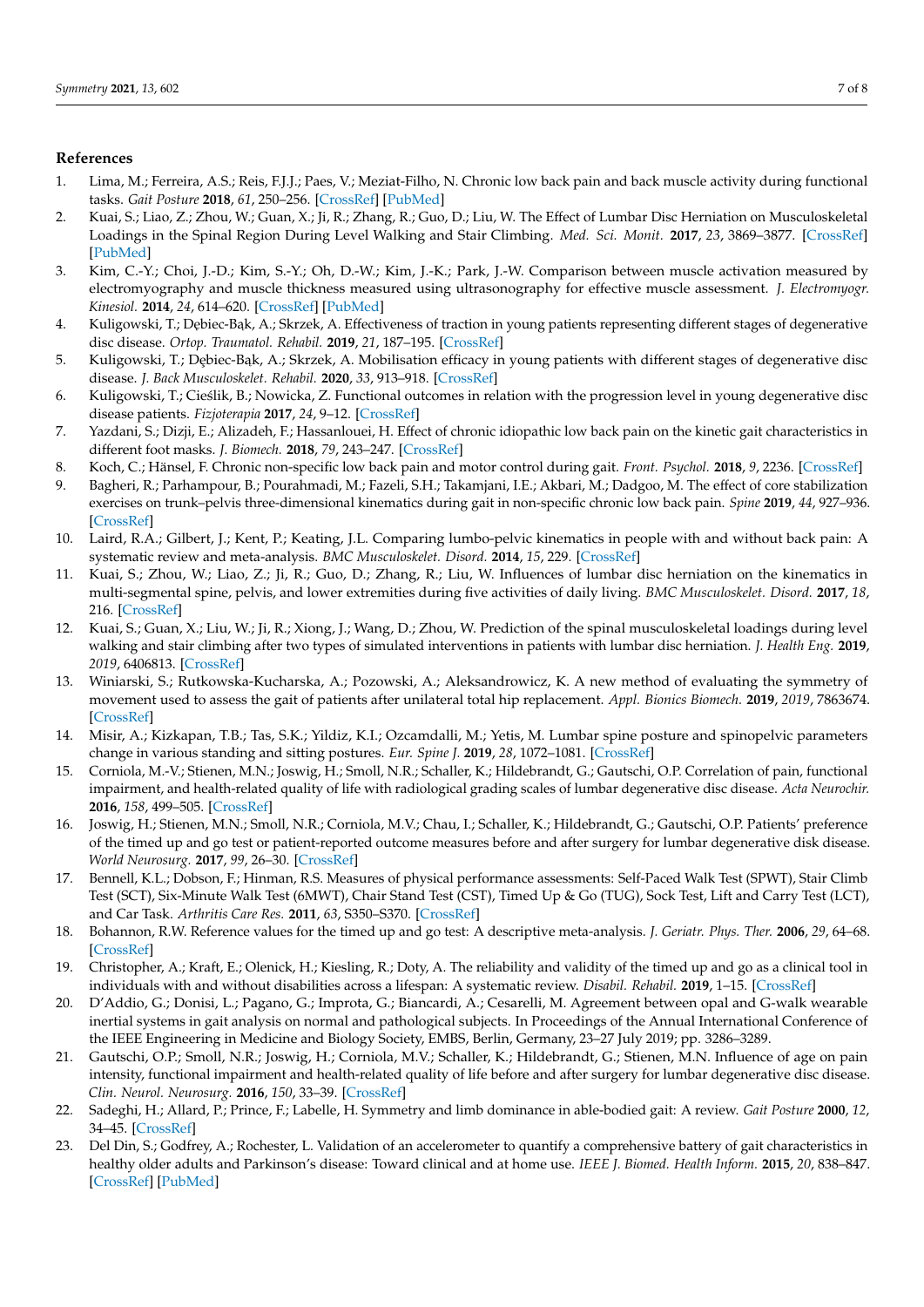## References

1. Lima, M.; Ferreira, A.S.; Reis, F.J.J.; Paes, V.; Meziat-Filho, N. Chronic low back pain and back muscle activity during functional tasks. *Gait Posture* **2018**, *61*, 250–256. [CrossRef] [PubMed]
2. Kuai, S.; Liao, Z.; Zhou, W.; Guan, X.; Ji, R.; Zhang, R.; Guo, D.; Liu, W. The Effect of Lumbar Disc Herniation on Musculoskeletal Loadings in the Spinal Region During Level Walking and Stair Climbing. *Med. Sci. Monit.* **2017**, *23*, 3869–3877. [CrossRef] [PubMed]
3. Kim, C.-Y.; Choi, J.-D.; Kim, S.-Y.; Oh, D.-W.; Kim, J.-K.; Park, J.-W. Comparison between muscle activation measured by electromyography and muscle thickness measured using ultrasonography for effective muscle assessment. *J. Electromyogr. Kinesiol.* **2014**, *24*, 614–620. [CrossRef] [PubMed]
4. Kuligowski, T.; Dębiec-Bąk, A.; Skrzek, A. Effectiveness of traction in young patients representing different stages of degenerative disc disease. *Ortop. Traumatol. Rehabil.* **2019**, *21*, 187–195. [CrossRef]
5. Kuligowski, T.; Dębiec-Bąk, A.; Skrzek, A. Mobilisation efficacy in young patients with different stages of degenerative disc disease. *J. Back Musculoskelet. Rehabil.* **2020**, *33*, 913–918. [CrossRef]
6. Kuligowski, T.; Cieślik, B.; Nowicka, Z. Functional outcomes in relation with the progression level in young degenerative disc disease patients. *Fizjoterapia* **2017**, *24*, 9–12. [CrossRef]
7. Yazdani, S.; Dizji, E.; Alizadeh, F.; Hassanlouei, H. Effect of chronic idiopathic low back pain on the kinetic gait characteristics in different foot masks. *J. Biomech.* **2018**, *79*, 243–247. [CrossRef]
8. Koch, C.; Hänsel, F. Chronic non-specific low back pain and motor control during gait. *Front. Psychol.* **2018**, *9*, 2236. [CrossRef]
9. Bagheri, R.; Parhampour, B.; Pourahmadi, M.; Fazeli, S.H.; Takamjani, I.E.; Akbari, M.; Dadgoo, M. The effect of core stabilization exercises on trunk–pelvis three-dimensional kinematics during gait in non-specific chronic low back pain. *Spine* **2019**, *44*, 927–936. [CrossRef]
10. Laird, R.A.; Gilbert, J.; Kent, P.; Keating, J.L. Comparing lumbo-pelvic kinematics in people with and without back pain: A systematic review and meta-analysis. *BMC Musculoskelet. Disord.* **2014**, *15*, 229. [CrossRef]
11. Kuai, S.; Zhou, W.; Liao, Z.; Ji, R.; Guo, D.; Zhang, R.; Liu, W. Influences of lumbar disc herniation on the kinematics in multi-segmental spine, pelvis, and lower extremities during five activities of daily living. *BMC Musculoskelet. Disord.* **2017**, *18*, 216. [CrossRef]
12. Kuai, S.; Guan, X.; Liu, W.; Ji, R.; Xiong, J.; Wang, D.; Zhou, W. Prediction of the spinal musculoskeletal loadings during level walking and stair climbing after two types of simulated interventions in patients with lumbar disc herniation. *J. Health Eng.* **2019**, *2019*, 6406813. [CrossRef]
13. Winiarski, S.; Rutkowska-Kucharska, A.; Pozowski, A.; Aleksandrowicz, K. A new method of evaluating the symmetry of movement used to assess the gait of patients after unilateral total hip replacement. *Appl. Bionics Biomech.* **2019**, *2019*, 7863674. [CrossRef]
14. Misir, A.; Kizkapan, T.B.; Tas, S.K.; Yildiz, K.I.; Ozcamdalli, M.; Yetis, M. Lumbar spine posture and spinopelvic parameters change in various standing and sitting postures. *Eur. Spine J.* **2019**, *28*, 1072–1081. [CrossRef]
15. Corniola, M.-V.; Stienen, M.N.; Joswig, H.; Smoll, N.R.; Schaller, K.; Hildebrandt, G.; Gautschi, O.P. Correlation of pain, functional impairment, and health-related quality of life with radiological grading scales of lumbar degenerative disc disease. *Acta Neurochir.* **2016**, *158*, 499–505. [CrossRef]
16. Joswig, H.; Stienen, M.N.; Smoll, N.R.; Corniola, M.V.; Chau, I.; Schaller, K.; Hildebrandt, G.; Gautschi, O.P. Patients' preference of the timed up and go test or patient-reported outcome measures before and after surgery for lumbar degenerative disk disease. *World Neurosurg.* **2017**, *99*, 26–30. [CrossRef]
17. Bennell, K.L.; Dobson, F.; Hinman, R.S. Measures of physical performance assessments: Self-Paced Walk Test (SPWT), Stair Climb Test (SCT), Six-Minute Walk Test (6MWT), Chair Stand Test (CST), Timed Up & Go (TUG), Sock Test, Lift and Carry Test (LCT), and Car Task. *Arthritis Care Res.* **2011**, *63*, S350–S370. [CrossRef]
18. Bohannon, R.W. Reference values for the timed up and go test: A descriptive meta-analysis. *J. Geriatr. Phys. Ther.* **2006**, *29*, 64–68. [CrossRef]
19. Christopher, A.; Kraft, E.; Olenick, H.; Kiesling, R.; Doty, A. The reliability and validity of the timed up and go as a clinical tool in individuals with and without disabilities across a lifespan: A systematic review. *Disabil. Rehabil.* **2019**, 1–15. [CrossRef]
20. D'Addio, G.; Donisi, L.; Pagano, G.; Improta, G.; Biancardi, A.; Cesarelli, M. Agreement between opal and G-walk wearable inertial systems in gait analysis on normal and pathological subjects. In Proceedings of the Annual International Conference of the IEEE Engineering in Medicine and Biology Society, EMBS, Berlin, Germany, 23–27 July 2019; pp. 3286–3289.
21. Gautschi, O.P.; Smoll, N.R.; Joswig, H.; Corniola, M.V.; Schaller, K.; Hildebrandt, G.; Stienen, M.N. Influence of age on pain intensity, functional impairment and health-related quality of life before and after surgery for lumbar degenerative disc disease. *Clin. Neurol. Neurosurg.* **2016**, *150*, 33–39. [CrossRef]
22. Sadeghi, H.; Allard, P.; Prince, F.; Labelle, H. Symmetry and limb dominance in able-bodied gait: A review. *Gait Posture* **2000**, *12*, 34–45. [CrossRef]
23. Del Din, S.; Godfrey, A.; Rochester, L. Validation of an accelerometer to quantify a comprehensive battery of gait characteristics in healthy older adults and Parkinson's disease: Toward clinical and at home use. *IEEE J. Biomed. Health Inform.* **2015**, *20*, 838–847. [CrossRef] [PubMed]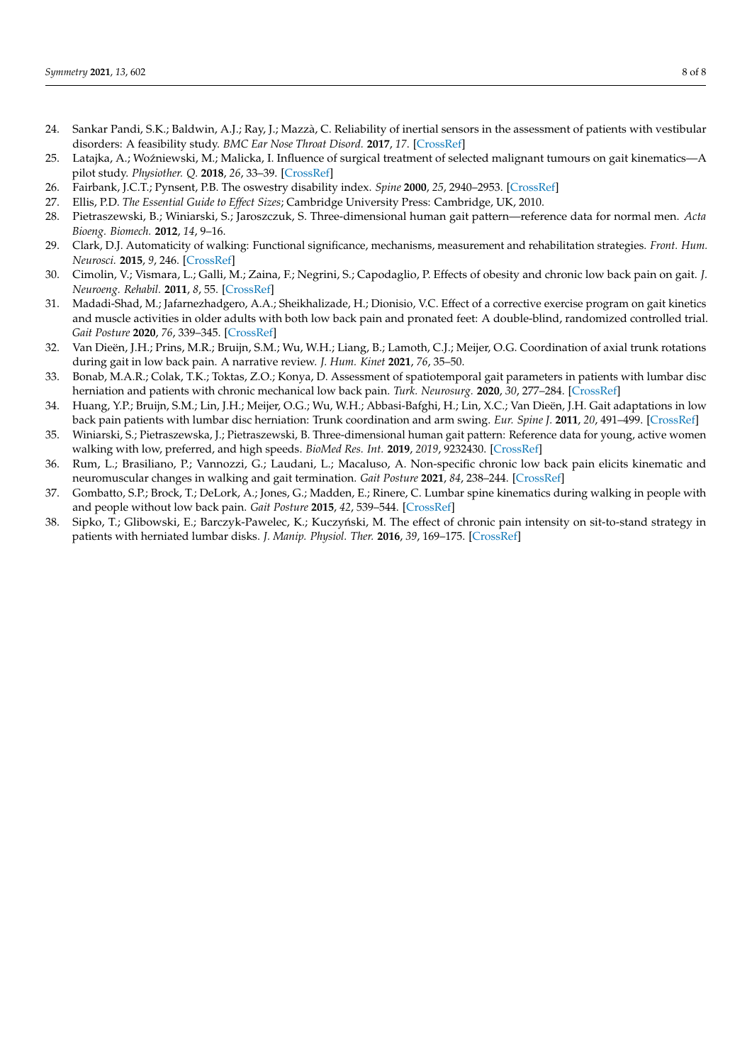24. Sankar Pandi, S.K.; Baldwin, A.J.; Ray, J.; Mazzà, C. Reliability of inertial sensors in the assessment of patients with vestibular disorders: A feasibility study. *BMC Ear Nose Throat Disord.* **2017**, *17*. [CrossRef]
25. Latajka, A.; Woźniewski, M.; Malicka, I. Influence of surgical treatment of selected malignant tumours on gait kinematics—A pilot study. *Physiother. Q.* **2018**, *26*, 33–39. [CrossRef]
26. Fairbank, J.C.T.; Pynsent, P.B. The oswestry disability index. *Spine* **2000**, *25*, 2940–2953. [CrossRef]
27. Ellis, P.D. *The Essential Guide to Effect Sizes*; Cambridge University Press: Cambridge, UK, 2010.
28. Pietraszewski, B.; Winiarski, S.; Jaroszczuk, S. Three-dimensional human gait pattern—reference data for normal men. *Acta Bioeng. Biomech.* **2012**, *14*, 9–16.
29. Clark, D.J. Automaticity of walking: Functional significance, mechanisms, measurement and rehabilitation strategies. *Front. Hum. Neurosci.* **2015**, *9*, 246. [CrossRef]
30. Cimolin, V.; Vismara, L.; Galli, M.; Zaina, F.; Negrini, S.; Capodaglio, P. Effects of obesity and chronic low back pain on gait. *J. Neuroeng. Rehabil.* **2011**, *8*, 55. [CrossRef]
31. Madadi-Shad, M.; Jafarnezhadgero, A.A.; Sheikhalizade, H.; Dionisio, V.C. Effect of a corrective exercise program on gait kinetics and muscle activities in older adults with both low back pain and pronated feet: A double-blind, randomized controlled trial. *Gait Posture* **2020**, *76*, 339–345. [CrossRef]
32. Van Dieën, J.H.; Prins, M.R.; Bruijn, S.M.; Wu, W.H.; Liang, B.; Lamoth, C.J.; Meijer, O.G. Coordination of axial trunk rotations during gait in low back pain. A narrative review. *J. Hum. Kinet* **2021**, *76*, 35–50.
33. Bonab, M.A.R.; Colak, T.K.; Toktas, Z.O.; Konya, D. Assessment of spatiotemporal gait parameters in patients with lumbar disc herniation and patients with chronic mechanical low back pain. *Turk. Neurosurg.* **2020**, *30*, 277–284. [CrossRef]
34. Huang, Y.P.; Bruijn, S.M.; Lin, J.H.; Meijer, O.G.; Wu, W.H.; Abbasi-Bafghi, H.; Lin, X.C.; Van Dieën, J.H. Gait adaptations in low back pain patients with lumbar disc herniation: Trunk coordination and arm swing. *Eur. Spine J.* **2011**, *20*, 491–499. [CrossRef]
35. Winiarski, S.; Pietraszewska, J.; Pietraszewski, B. Three-dimensional human gait pattern: Reference data for young, active women walking with low, preferred, and high speeds. *BioMed Res. Int.* **2019**, *2019*, 9232430. [CrossRef]
36. Rum, L.; Brasiliano, P.; Vannozzi, G.; Laudani, L.; Macaluso, A. Non-specific chronic low back pain elicits kinematic and neuromuscular changes in walking and gait termination. *Gait Posture* **2021**, *84*, 238–244. [CrossRef]
37. Gombatto, S.P.; Brock, T.; DeLork, A.; Jones, G.; Madden, E.; Rinere, C. Lumbar spine kinematics during walking in people with and people without low back pain. *Gait Posture* **2015**, *42*, 539–544. [CrossRef]
38. Sipko, T.; Glibowski, E.; Barczyk-Pawelec, K.; Kuczyński, M. The effect of chronic pain intensity on sit-to-stand strategy in patients with herniated lumbar disks. *J. Manip. Physiol. Ther.* **2016**, *39*, 169–175. [CrossRef]